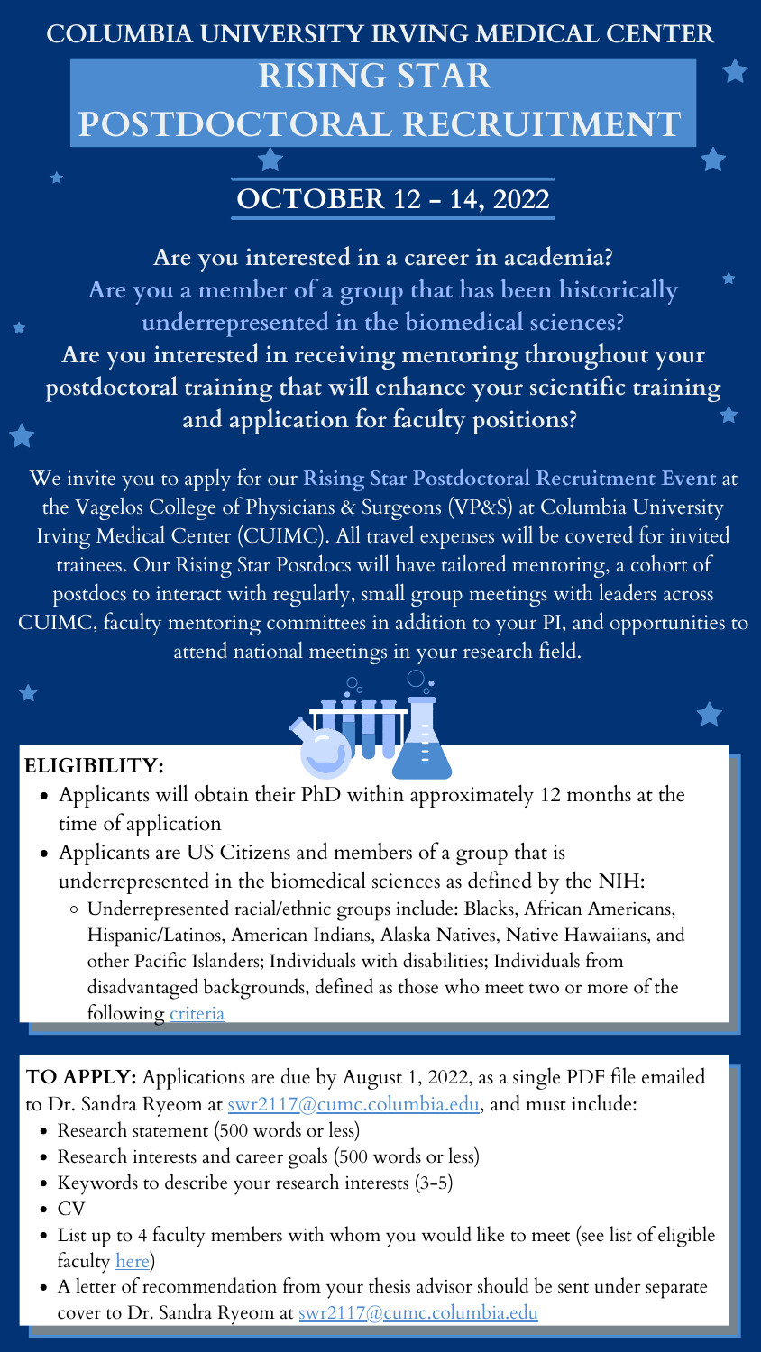# COLUMBIA UNIVERSITY IRVING MEDICAL CENTER

# RISING STAR POSTDOCTORAL RECRUITMENT

## OCTOBER 12 - 14, 2022

**Are you interested in a career in academia?**

**Are you a member of a group that has been historically underrepresented in the biomedical sciences?**

**Are you interested in receiving mentoring throughout your postdoctoral training that will enhance your scientific training and application for faculty positions?**

We invite you to apply for our **Rising Star Postdoctoral Recruitment Event** at the Vagelos College of Physicians & Surgeons (VP&S) at Columbia University Irving Medical Center (CUIMC). All travel expenses will be covered for invited trainees. Our Rising Star Postdocs will have tailored mentoring, a cohort of postdocs to interact with regularly, small group meetings with leaders across CUIMC, faculty mentoring committees in addition to your PI, and opportunities to attend national meetings in your research field.

**ELIGIBILITY:**

- Applicants will obtain their PhD within approximately 12 months at the time of application
- Applicants are US Citizens and members of a group that is underrepresented in the biomedical sciences as defined by the NIH:
  - Underrepresented racial/ethnic groups include: Blacks, African Americans, Hispanic/Latinos, American Indians, Alaska Natives, Native Hawaiians, and other Pacific Islanders; Individuals with disabilities; Individuals from disadvantaged backgrounds, defined as those who meet two or more of the following criteria

**TO APPLY:** Applications are due by August 1, 2022, as a single PDF file emailed to Dr. Sandra Ryeom at swr2117@cumc.columbia.edu, and must include:

- Research statement (500 words or less)
- Research interests and career goals (500 words or less)
- Keywords to describe your research interests (3-5)
- CV
- List up to 4 faculty members with whom you would like to meet (see list of eligible faculty here)
- A letter of recommendation from your thesis advisor should be sent under separate cover to Dr. Sandra Ryeom at swr2117@cumc.columbia.edu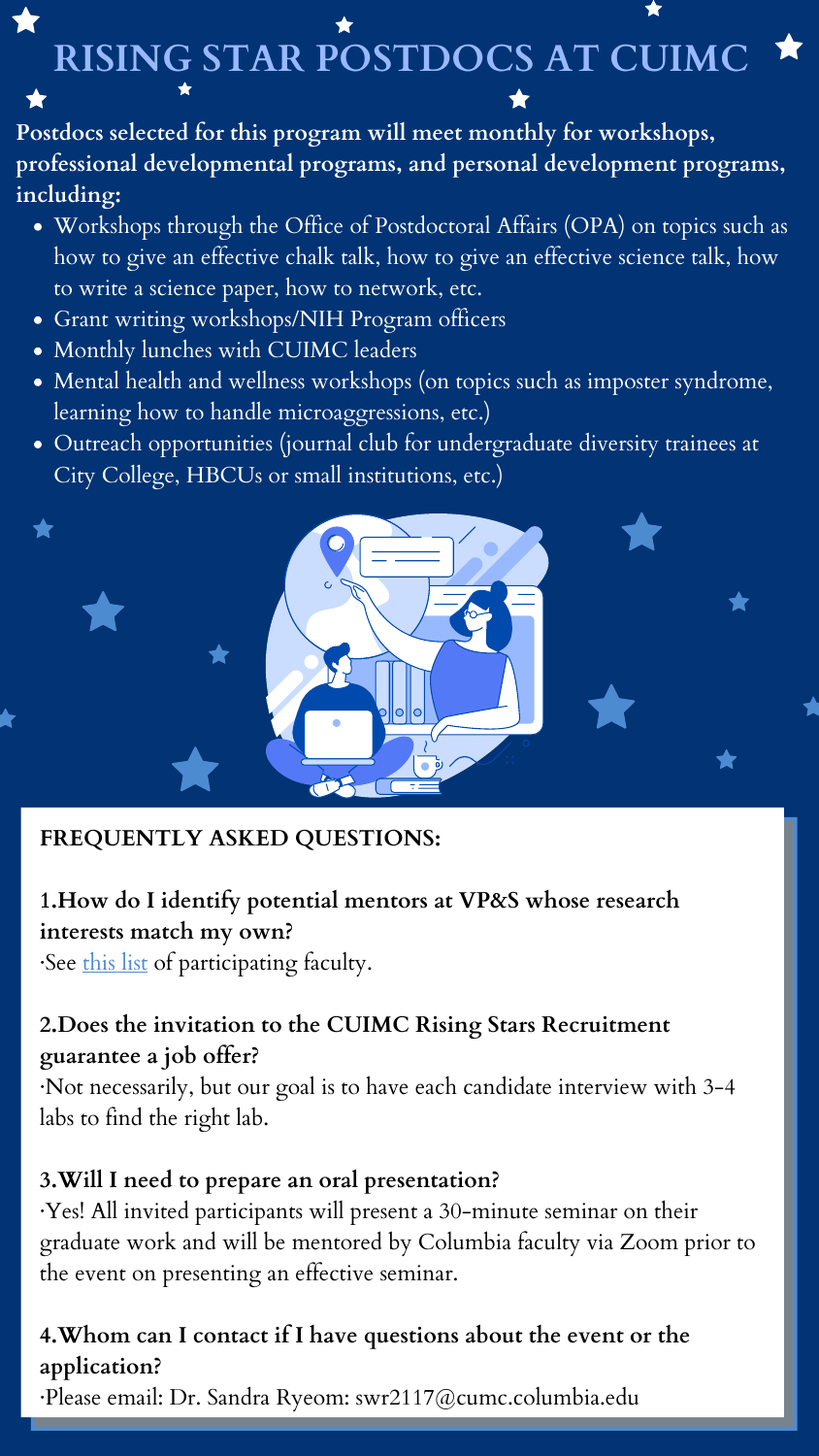# RISING STAR POSTDOCS AT CUIMC

**Postdocs selected for this program will meet monthly for workshops, professional developmental programs, and personal development programs, including:**

- Workshops through the Office of Postdoctoral Affairs (OPA) on topics such as how to give an effective chalk talk, how to give an effective science talk, how to write a science paper, how to network, etc.
- Grant writing workshops/NIH Program officers
- Monthly lunches with CUIMC leaders
- Mental health and wellness workshops (on topics such as imposter syndrome, learning how to handle microaggressions, etc.)
- Outreach opportunities (journal club for undergraduate diversity trainees at City College, HBCUs or small institutions, etc.)

## FREQUENTLY ASKED QUESTIONS:

**1.How do I identify potential mentors at VP&S whose research interests match my own?**

·See this list of participating faculty.

**2.Does the invitation to the CUIMC Rising Stars Recruitment guarantee a job offer?**

·Not necessarily, but our goal is to have each candidate interview with 3-4 labs to find the right lab.

**3.Will I need to prepare an oral presentation?**

·Yes! All invited participants will present a 30-minute seminar on their graduate work and will be mentored by Columbia faculty via Zoom prior to the event on presenting an effective seminar.

**4.Whom can I contact if I have questions about the event or the application?**

·Please email: Dr. Sandra Ryeom: swr2117@cumc.columbia.edu